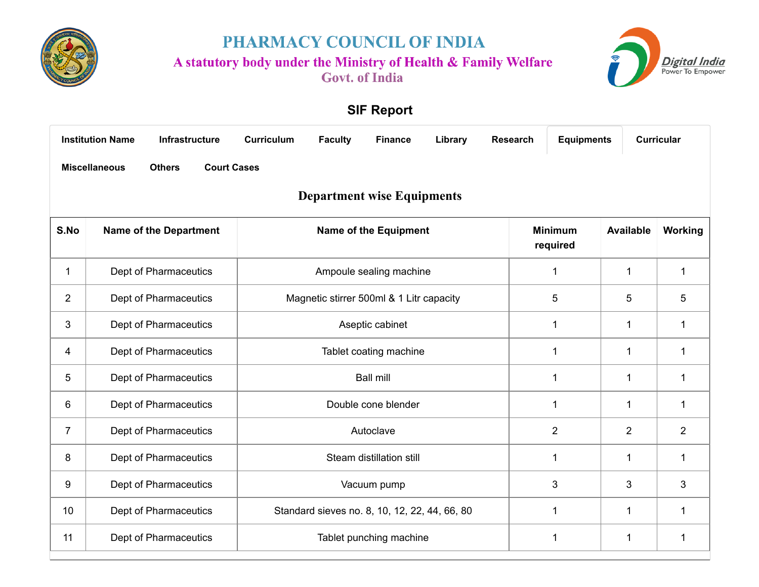# PHARMACY COUNCIL OF INDIA

**A statutory body under the Ministry of Health & Family Welfare**

**Govt. of India**

## SIF Report

**Institution Name** | **Infrastructure** | **Curriculum** | **Faculty** | **Finance** | **Library** | **Research** | **Equipments** | **Curricular** | **Miscellaneous** | **Others** | **Court Cases**

### Department wise Equipments

| S.No | Name of the Department | Name of the Equipment | Minimum required | Available | Working |
|---|---|---|---|---|---|
| 1 | Dept of Pharmaceutics | Ampoule sealing machine | 1 | 1 | 1 |
| 2 | Dept of Pharmaceutics | Magnetic stirrer 500ml & 1 Litr capacity | 5 | 5 | 5 |
| 3 | Dept of Pharmaceutics | Aseptic cabinet | 1 | 1 | 1 |
| 4 | Dept of Pharmaceutics | Tablet coating machine | 1 | 1 | 1 |
| 5 | Dept of Pharmaceutics | Ball mill | 1 | 1 | 1 |
| 6 | Dept of Pharmaceutics | Double cone blender | 1 | 1 | 1 |
| 7 | Dept of Pharmaceutics | Autoclave | 2 | 2 | 2 |
| 8 | Dept of Pharmaceutics | Steam distillation still | 1 | 1 | 1 |
| 9 | Dept of Pharmaceutics | Vacuum pump | 3 | 3 | 3 |
| 10 | Dept of Pharmaceutics | Standard sieves no. 8, 10, 12, 22, 44, 66, 80 | 1 | 1 | 1 |
| 11 | Dept of Pharmaceutics | Tablet punching machine | 1 | 1 | 1 |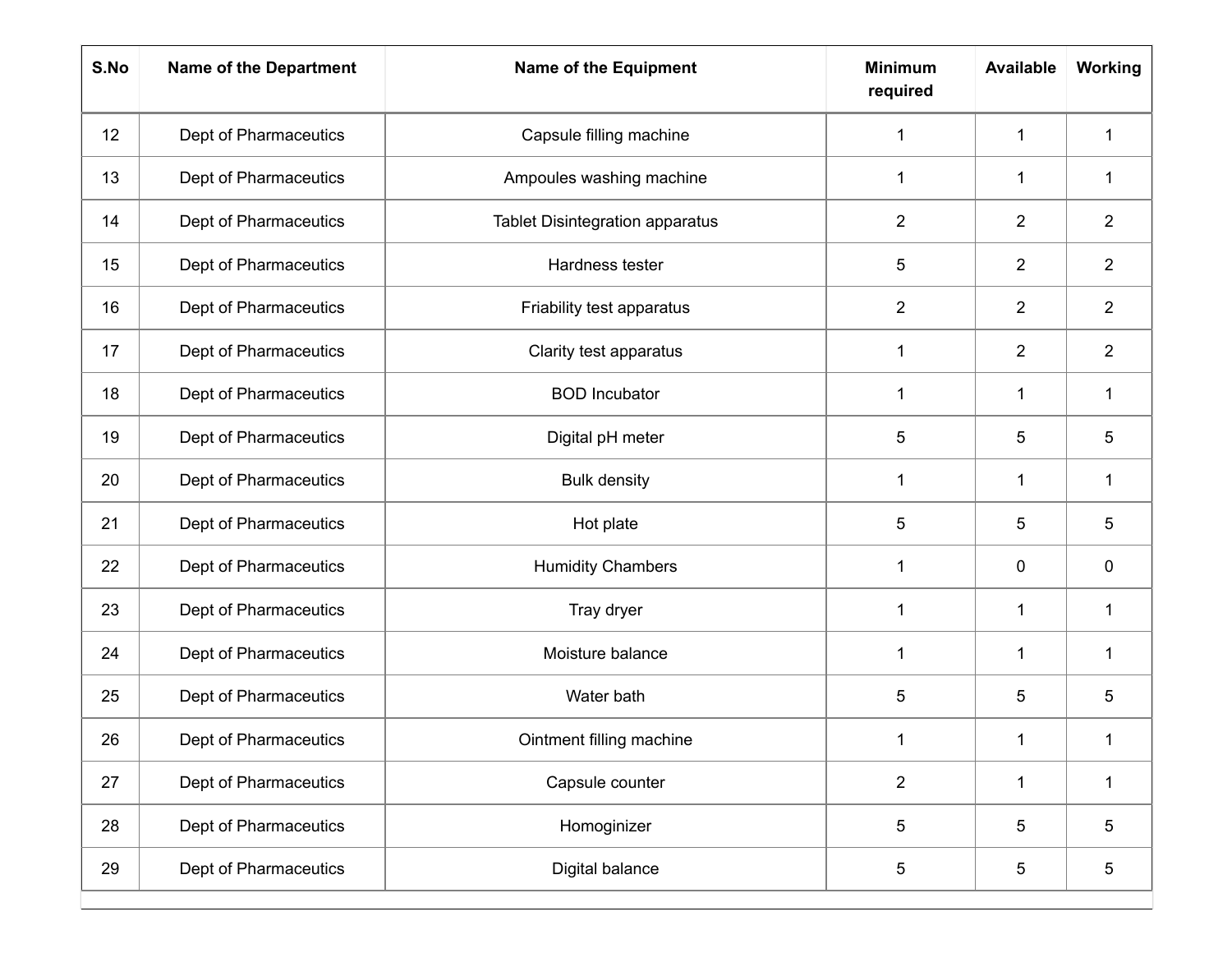| S.No | Name of the Department | Name of the Equipment | Minimum required | Available | Working |
|---|---|---|---|---|---|
| 12 | Dept of Pharmaceutics | Capsule filling machine | 1 | 1 | 1 |
| 13 | Dept of Pharmaceutics | Ampoules washing machine | 1 | 1 | 1 |
| 14 | Dept of Pharmaceutics | Tablet Disintegration apparatus | 2 | 2 | 2 |
| 15 | Dept of Pharmaceutics | Hardness tester | 5 | 2 | 2 |
| 16 | Dept of Pharmaceutics | Friability test apparatus | 2 | 2 | 2 |
| 17 | Dept of Pharmaceutics | Clarity test apparatus | 1 | 2 | 2 |
| 18 | Dept of Pharmaceutics | BOD Incubator | 1 | 1 | 1 |
| 19 | Dept of Pharmaceutics | Digital pH meter | 5 | 5 | 5 |
| 20 | Dept of Pharmaceutics | Bulk density | 1 | 1 | 1 |
| 21 | Dept of Pharmaceutics | Hot plate | 5 | 5 | 5 |
| 22 | Dept of Pharmaceutics | Humidity Chambers | 1 | 0 | 0 |
| 23 | Dept of Pharmaceutics | Tray dryer | 1 | 1 | 1 |
| 24 | Dept of Pharmaceutics | Moisture balance | 1 | 1 | 1 |
| 25 | Dept of Pharmaceutics | Water bath | 5 | 5 | 5 |
| 26 | Dept of Pharmaceutics | Ointment filling machine | 1 | 1 | 1 |
| 27 | Dept of Pharmaceutics | Capsule counter | 2 | 1 | 1 |
| 28 | Dept of Pharmaceutics | Homoginizer | 5 | 5 | 5 |
| 29 | Dept of Pharmaceutics | Digital balance | 5 | 5 | 5 |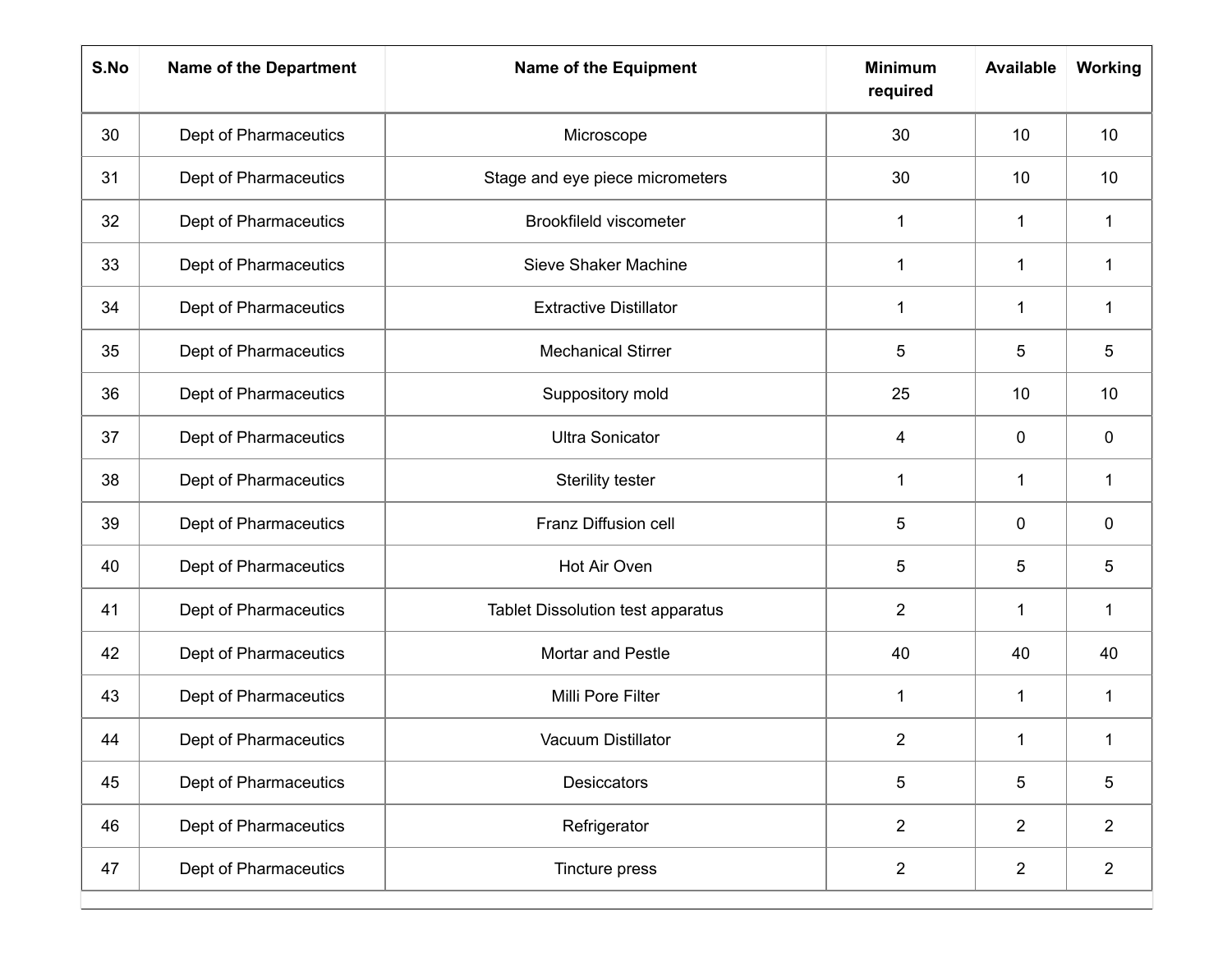| S.No | Name of the Department | Name of the Equipment | Minimum required | Available | Working |
|---|---|---|---|---|---|
| 30 | Dept of Pharmaceutics | Microscope | 30 | 10 | 10 |
| 31 | Dept of Pharmaceutics | Stage and eye piece micrometers | 30 | 10 | 10 |
| 32 | Dept of Pharmaceutics | Brookfileld viscometer | 1 | 1 | 1 |
| 33 | Dept of Pharmaceutics | Sieve Shaker Machine | 1 | 1 | 1 |
| 34 | Dept of Pharmaceutics | Extractive Distillator | 1 | 1 | 1 |
| 35 | Dept of Pharmaceutics | Mechanical Stirrer | 5 | 5 | 5 |
| 36 | Dept of Pharmaceutics | Suppository mold | 25 | 10 | 10 |
| 37 | Dept of Pharmaceutics | Ultra Sonicator | 4 | 0 | 0 |
| 38 | Dept of Pharmaceutics | Sterility tester | 1 | 1 | 1 |
| 39 | Dept of Pharmaceutics | Franz Diffusion cell | 5 | 0 | 0 |
| 40 | Dept of Pharmaceutics | Hot Air Oven | 5 | 5 | 5 |
| 41 | Dept of Pharmaceutics | Tablet Dissolution test apparatus | 2 | 1 | 1 |
| 42 | Dept of Pharmaceutics | Mortar and Pestle | 40 | 40 | 40 |
| 43 | Dept of Pharmaceutics | Milli Pore Filter | 1 | 1 | 1 |
| 44 | Dept of Pharmaceutics | Vacuum Distillator | 2 | 1 | 1 |
| 45 | Dept of Pharmaceutics | Desiccators | 5 | 5 | 5 |
| 46 | Dept of Pharmaceutics | Refrigerator | 2 | 2 | 2 |
| 47 | Dept of Pharmaceutics | Tincture press | 2 | 2 | 2 |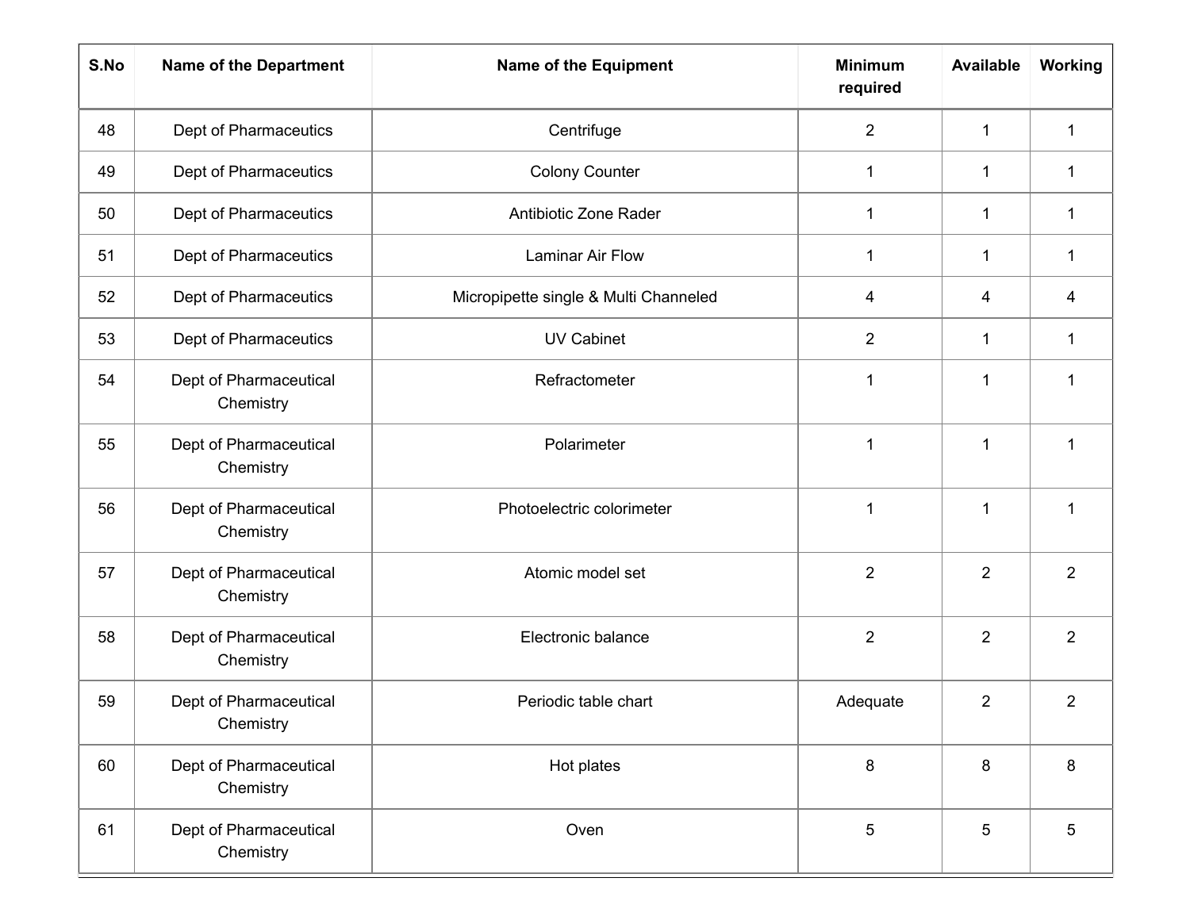| S.No | Name of the Department | Name of the Equipment | Minimum required | Available | Working |
|---|---|---|---|---|---|
| 48 | Dept of Pharmaceutics | Centrifuge | 2 | 1 | 1 |
| 49 | Dept of Pharmaceutics | Colony Counter | 1 | 1 | 1 |
| 50 | Dept of Pharmaceutics | Antibiotic Zone Rader | 1 | 1 | 1 |
| 51 | Dept of Pharmaceutics | Laminar Air Flow | 1 | 1 | 1 |
| 52 | Dept of Pharmaceutics | Micropipette single & Multi Channeled | 4 | 4 | 4 |
| 53 | Dept of Pharmaceutics | UV Cabinet | 2 | 1 | 1 |
| 54 | Dept of Pharmaceutical Chemistry | Refractometer | 1 | 1 | 1 |
| 55 | Dept of Pharmaceutical Chemistry | Polarimeter | 1 | 1 | 1 |
| 56 | Dept of Pharmaceutical Chemistry | Photoelectric colorimeter | 1 | 1 | 1 |
| 57 | Dept of Pharmaceutical Chemistry | Atomic model set | 2 | 2 | 2 |
| 58 | Dept of Pharmaceutical Chemistry | Electronic balance | 2 | 2 | 2 |
| 59 | Dept of Pharmaceutical Chemistry | Periodic table chart | Adequate | 2 | 2 |
| 60 | Dept of Pharmaceutical Chemistry | Hot plates | 8 | 8 | 8 |
| 61 | Dept of Pharmaceutical Chemistry | Oven | 5 | 5 | 5 |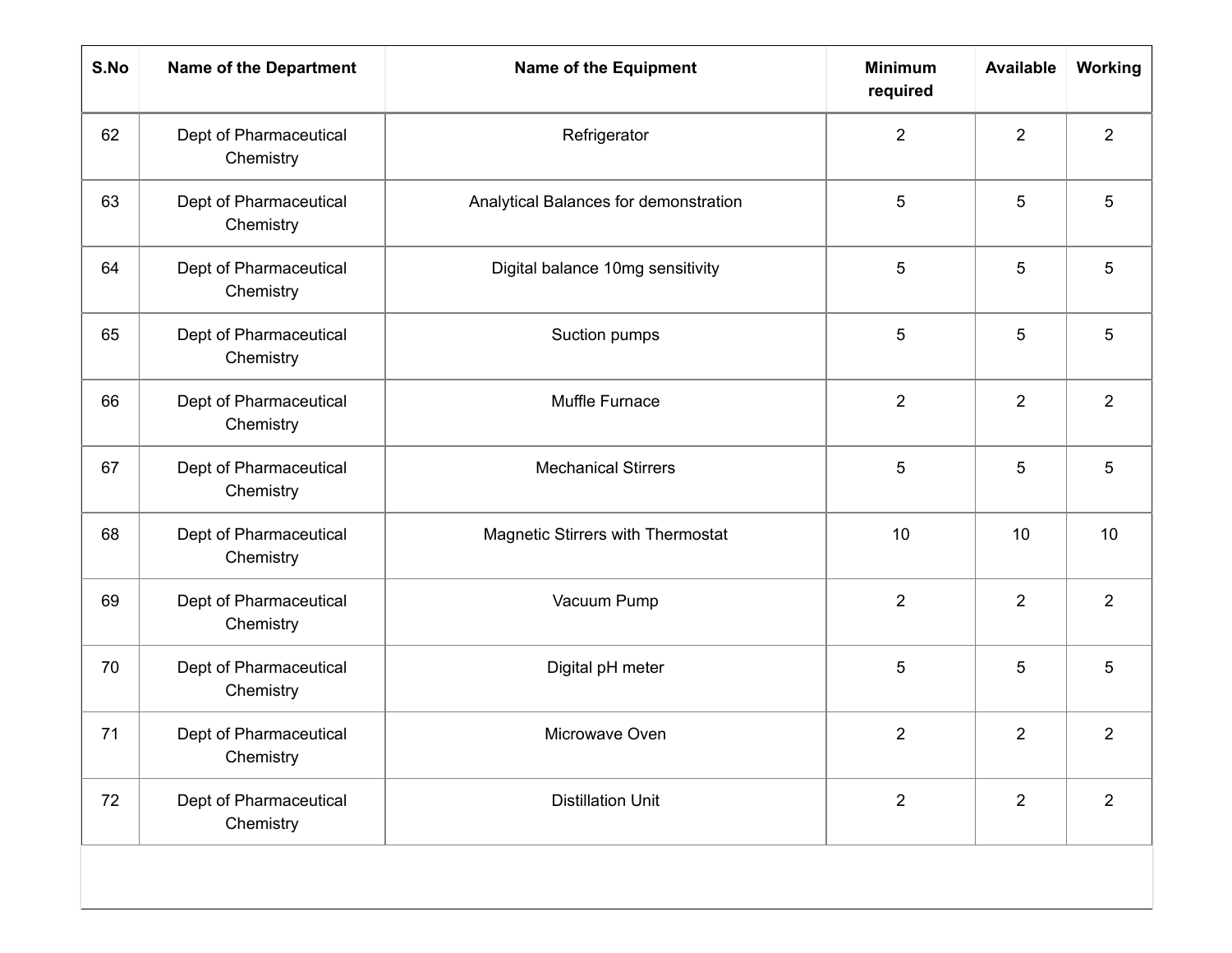| S.No | Name of the Department | Name of the Equipment | Minimum required | Available | Working |
|---|---|---|---|---|---|
| 62 | Dept of Pharmaceutical Chemistry | Refrigerator | 2 | 2 | 2 |
| 63 | Dept of Pharmaceutical Chemistry | Analytical Balances for demonstration | 5 | 5 | 5 |
| 64 | Dept of Pharmaceutical Chemistry | Digital balance 10mg sensitivity | 5 | 5 | 5 |
| 65 | Dept of Pharmaceutical Chemistry | Suction pumps | 5 | 5 | 5 |
| 66 | Dept of Pharmaceutical Chemistry | Muffle Furnace | 2 | 2 | 2 |
| 67 | Dept of Pharmaceutical Chemistry | Mechanical Stirrers | 5 | 5 | 5 |
| 68 | Dept of Pharmaceutical Chemistry | Magnetic Stirrers with Thermostat | 10 | 10 | 10 |
| 69 | Dept of Pharmaceutical Chemistry | Vacuum Pump | 2 | 2 | 2 |
| 70 | Dept of Pharmaceutical Chemistry | Digital pH meter | 5 | 5 | 5 |
| 71 | Dept of Pharmaceutical Chemistry | Microwave Oven | 2 | 2 | 2 |
| 72 | Dept of Pharmaceutical Chemistry | Distillation Unit | 2 | 2 | 2 |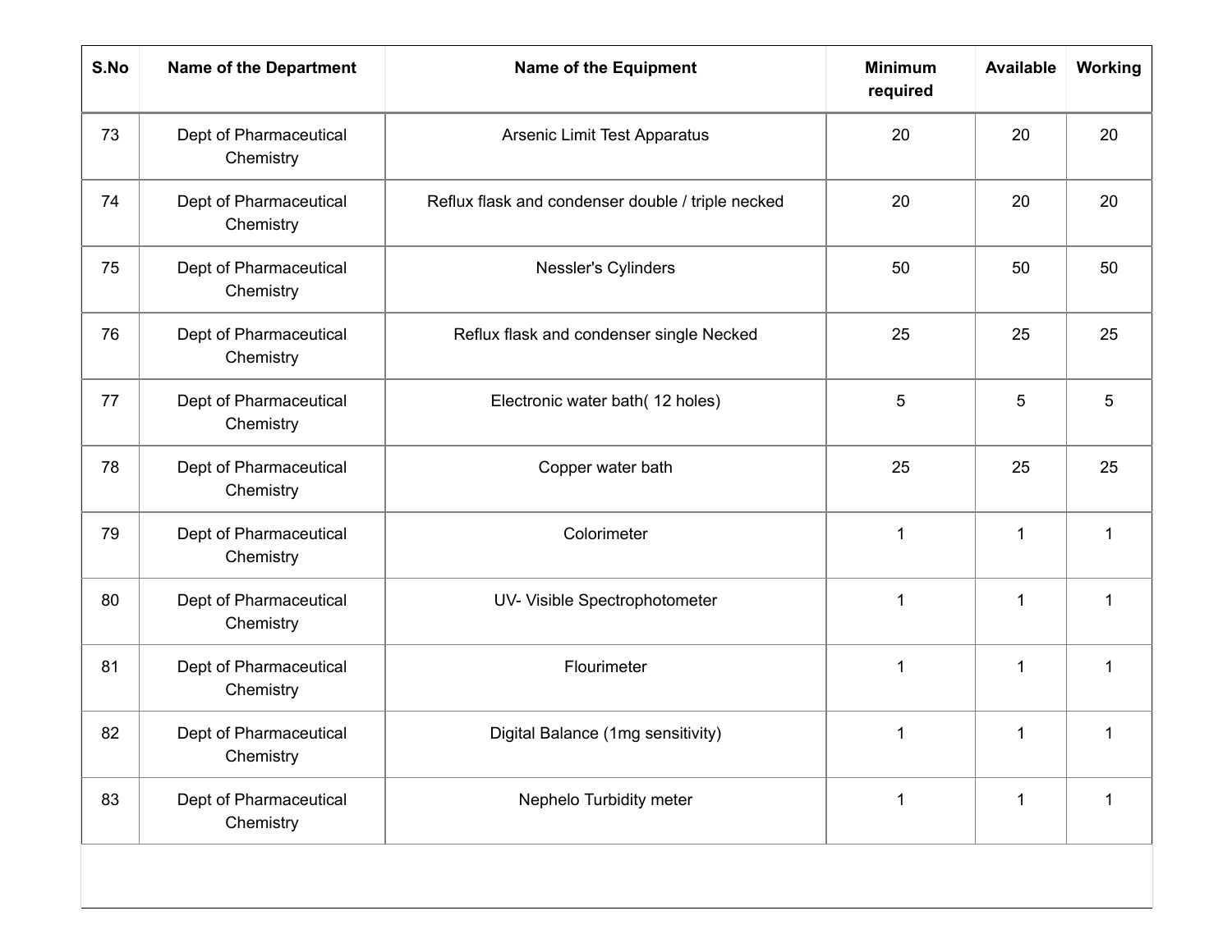| S.No | Name of the Department | Name of the Equipment | Minimum required | Available | Working |
|---|---|---|---|---|---|
| 73 | Dept of Pharmaceutical Chemistry | Arsenic Limit Test Apparatus | 20 | 20 | 20 |
| 74 | Dept of Pharmaceutical Chemistry | Reflux flask and condenser double / triple necked | 20 | 20 | 20 |
| 75 | Dept of Pharmaceutical Chemistry | Nessler's Cylinders | 50 | 50 | 50 |
| 76 | Dept of Pharmaceutical Chemistry | Reflux flask and condenser single Necked | 25 | 25 | 25 |
| 77 | Dept of Pharmaceutical Chemistry | Electronic water bath( 12 holes) | 5 | 5 | 5 |
| 78 | Dept of Pharmaceutical Chemistry | Copper water bath | 25 | 25 | 25 |
| 79 | Dept of Pharmaceutical Chemistry | Colorimeter | 1 | 1 | 1 |
| 80 | Dept of Pharmaceutical Chemistry | UV- Visible Spectrophotometer | 1 | 1 | 1 |
| 81 | Dept of Pharmaceutical Chemistry | Flourimeter | 1 | 1 | 1 |
| 82 | Dept of Pharmaceutical Chemistry | Digital Balance (1mg sensitivity) | 1 | 1 | 1 |
| 83 | Dept of Pharmaceutical Chemistry | Nephelo Turbidity meter | 1 | 1 | 1 |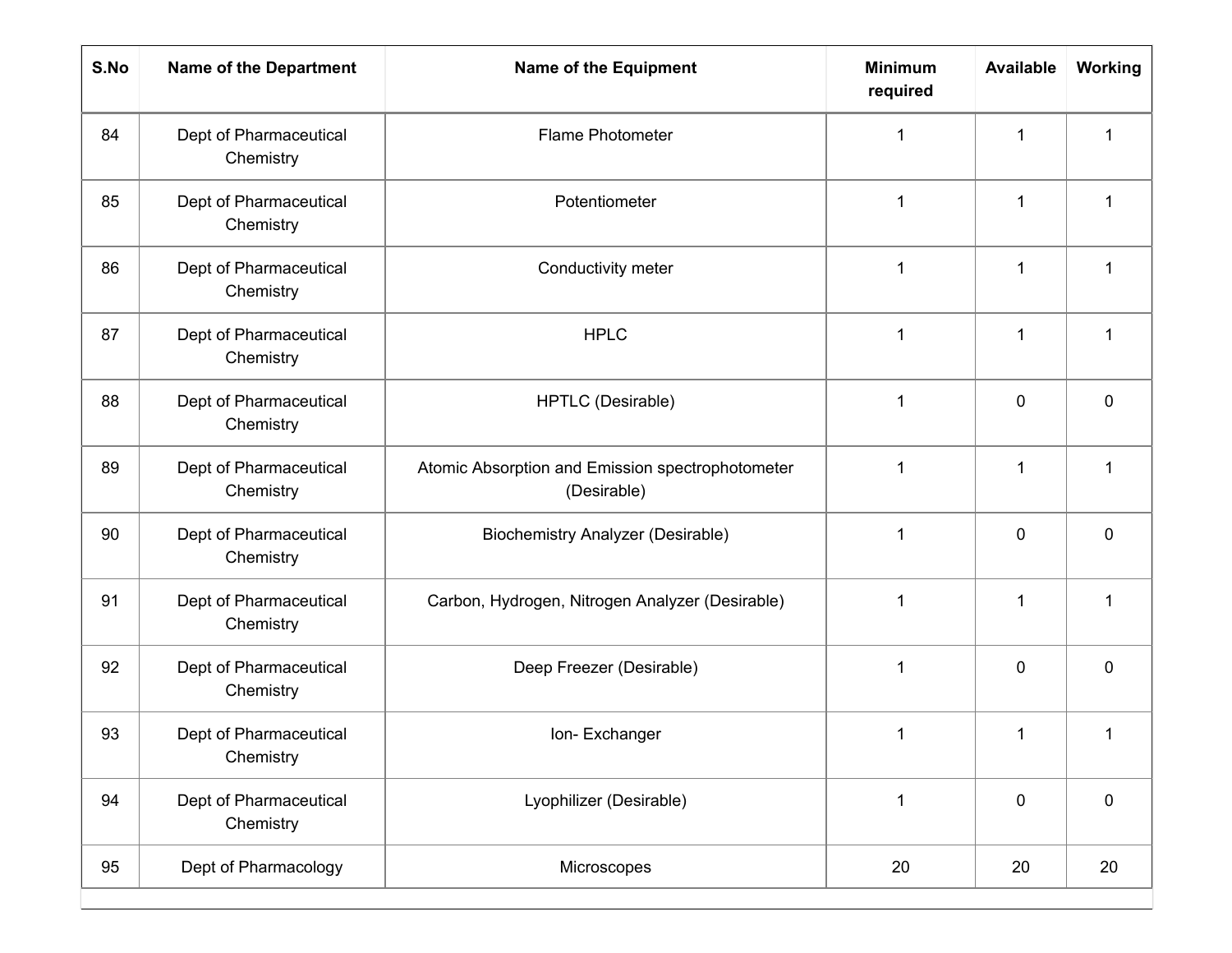| S.No | Name of the Department | Name of the Equipment | Minimum required | Available | Working |
|---|---|---|---|---|---|
| 84 | Dept of Pharmaceutical Chemistry | Flame Photometer | 1 | 1 | 1 |
| 85 | Dept of Pharmaceutical Chemistry | Potentiometer | 1 | 1 | 1 |
| 86 | Dept of Pharmaceutical Chemistry | Conductivity meter | 1 | 1 | 1 |
| 87 | Dept of Pharmaceutical Chemistry | HPLC | 1 | 1 | 1 |
| 88 | Dept of Pharmaceutical Chemistry | HPTLC (Desirable) | 1 | 0 | 0 |
| 89 | Dept of Pharmaceutical Chemistry | Atomic Absorption and Emission spectrophotometer (Desirable) | 1 | 1 | 1 |
| 90 | Dept of Pharmaceutical Chemistry | Biochemistry Analyzer (Desirable) | 1 | 0 | 0 |
| 91 | Dept of Pharmaceutical Chemistry | Carbon, Hydrogen, Nitrogen Analyzer (Desirable) | 1 | 1 | 1 |
| 92 | Dept of Pharmaceutical Chemistry | Deep Freezer (Desirable) | 1 | 0 | 0 |
| 93 | Dept of Pharmaceutical Chemistry | Ion- Exchanger | 1 | 1 | 1 |
| 94 | Dept of Pharmaceutical Chemistry | Lyophilizer (Desirable) | 1 | 0 | 0 |
| 95 | Dept of Pharmacology | Microscopes | 20 | 20 | 20 |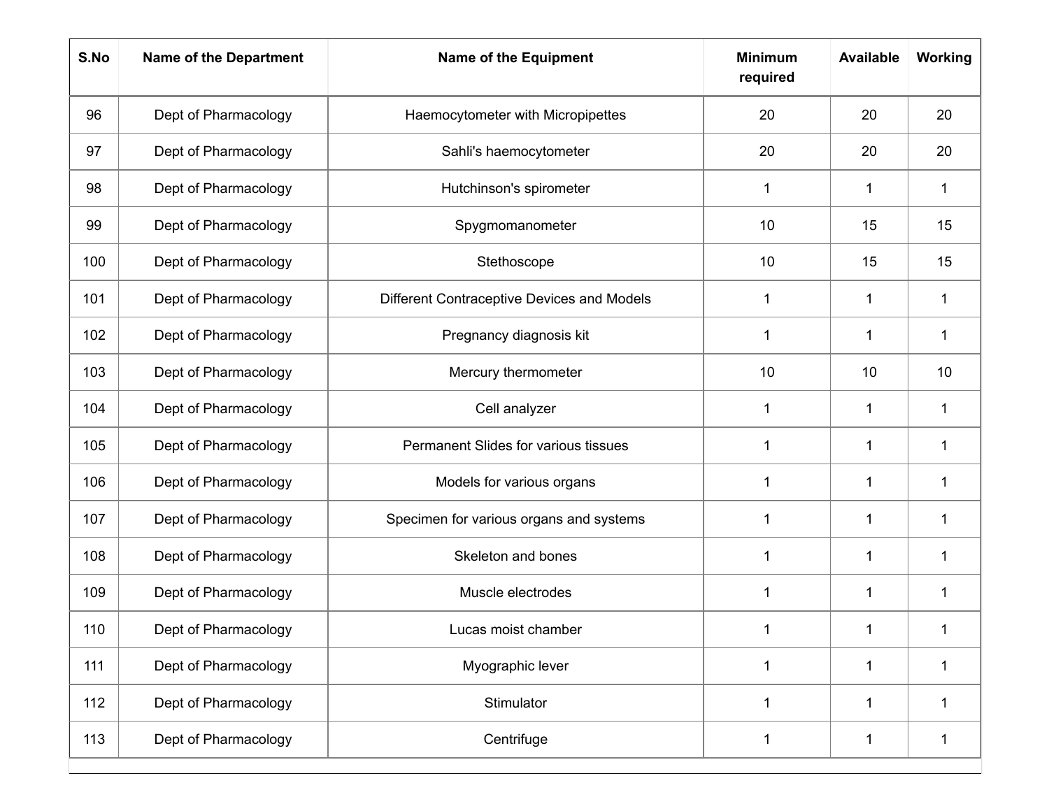| S.No | Name of the Department | Name of the Equipment | Minimum required | Available | Working |
|---|---|---|---|---|---|
| 96 | Dept of Pharmacology | Haemocytometer with Micropipettes | 20 | 20 | 20 |
| 97 | Dept of Pharmacology | Sahli's haemocytometer | 20 | 20 | 20 |
| 98 | Dept of Pharmacology | Hutchinson's spirometer | 1 | 1 | 1 |
| 99 | Dept of Pharmacology | Spygmomanometer | 10 | 15 | 15 |
| 100 | Dept of Pharmacology | Stethoscope | 10 | 15 | 15 |
| 101 | Dept of Pharmacology | Different Contraceptive Devices and Models | 1 | 1 | 1 |
| 102 | Dept of Pharmacology | Pregnancy diagnosis kit | 1 | 1 | 1 |
| 103 | Dept of Pharmacology | Mercury thermometer | 10 | 10 | 10 |
| 104 | Dept of Pharmacology | Cell analyzer | 1 | 1 | 1 |
| 105 | Dept of Pharmacology | Permanent Slides for various tissues | 1 | 1 | 1 |
| 106 | Dept of Pharmacology | Models for various organs | 1 | 1 | 1 |
| 107 | Dept of Pharmacology | Specimen for various organs and systems | 1 | 1 | 1 |
| 108 | Dept of Pharmacology | Skeleton and bones | 1 | 1 | 1 |
| 109 | Dept of Pharmacology | Muscle electrodes | 1 | 1 | 1 |
| 110 | Dept of Pharmacology | Lucas moist chamber | 1 | 1 | 1 |
| 111 | Dept of Pharmacology | Myographic lever | 1 | 1 | 1 |
| 112 | Dept of Pharmacology | Stimulator | 1 | 1 | 1 |
| 113 | Dept of Pharmacology | Centrifuge | 1 | 1 | 1 |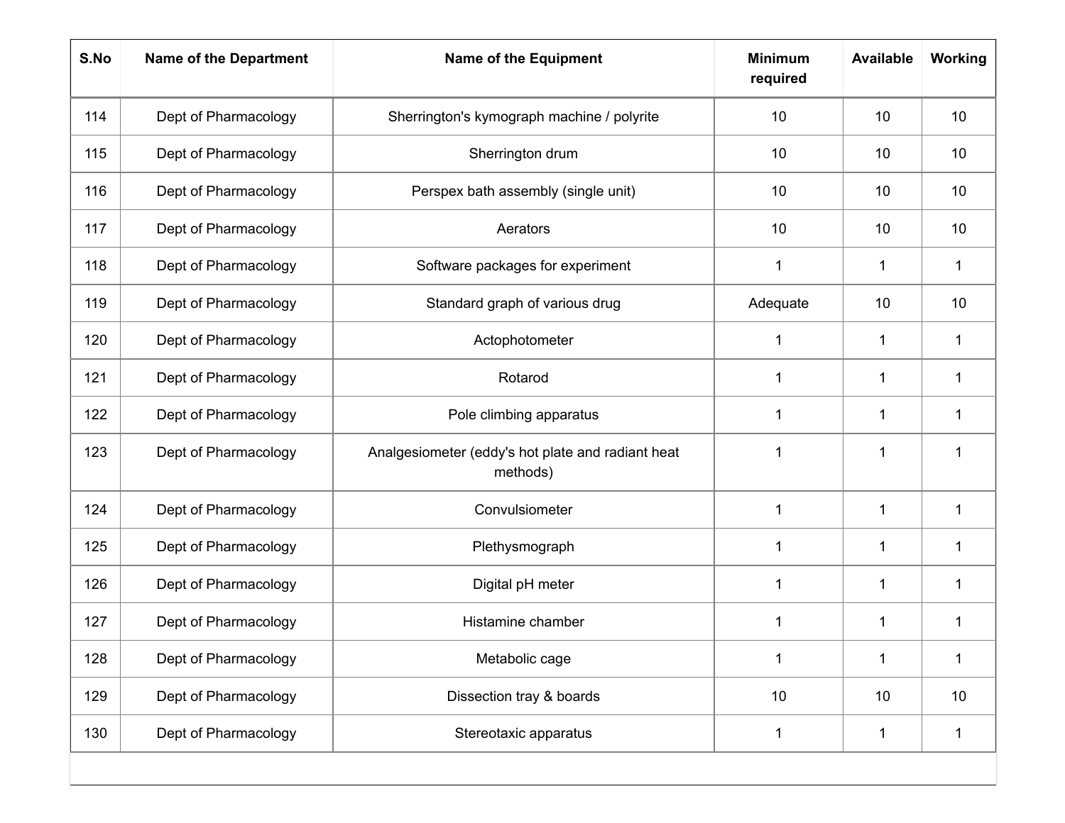| S.No | Name of the Department | Name of the Equipment | Minimum required | Available | Working |
|---|---|---|---|---|---|
| 114 | Dept of Pharmacology | Sherrington's kymograph machine / polyrite | 10 | 10 | 10 |
| 115 | Dept of Pharmacology | Sherrington drum | 10 | 10 | 10 |
| 116 | Dept of Pharmacology | Perspex bath assembly (single unit) | 10 | 10 | 10 |
| 117 | Dept of Pharmacology | Aerators | 10 | 10 | 10 |
| 118 | Dept of Pharmacology | Software packages for experiment | 1 | 1 | 1 |
| 119 | Dept of Pharmacology | Standard graph of various drug | Adequate | 10 | 10 |
| 120 | Dept of Pharmacology | Actophotometer | 1 | 1 | 1 |
| 121 | Dept of Pharmacology | Rotarod | 1 | 1 | 1 |
| 122 | Dept of Pharmacology | Pole climbing apparatus | 1 | 1 | 1 |
| 123 | Dept of Pharmacology | Analgesiometer (eddy's hot plate and radiant heat methods) | 1 | 1 | 1 |
| 124 | Dept of Pharmacology | Convulsiometer | 1 | 1 | 1 |
| 125 | Dept of Pharmacology | Plethysmograph | 1 | 1 | 1 |
| 126 | Dept of Pharmacology | Digital pH meter | 1 | 1 | 1 |
| 127 | Dept of Pharmacology | Histamine chamber | 1 | 1 | 1 |
| 128 | Dept of Pharmacology | Metabolic cage | 1 | 1 | 1 |
| 129 | Dept of Pharmacology | Dissection tray & boards | 10 | 10 | 10 |
| 130 | Dept of Pharmacology | Stereotaxic apparatus | 1 | 1 | 1 |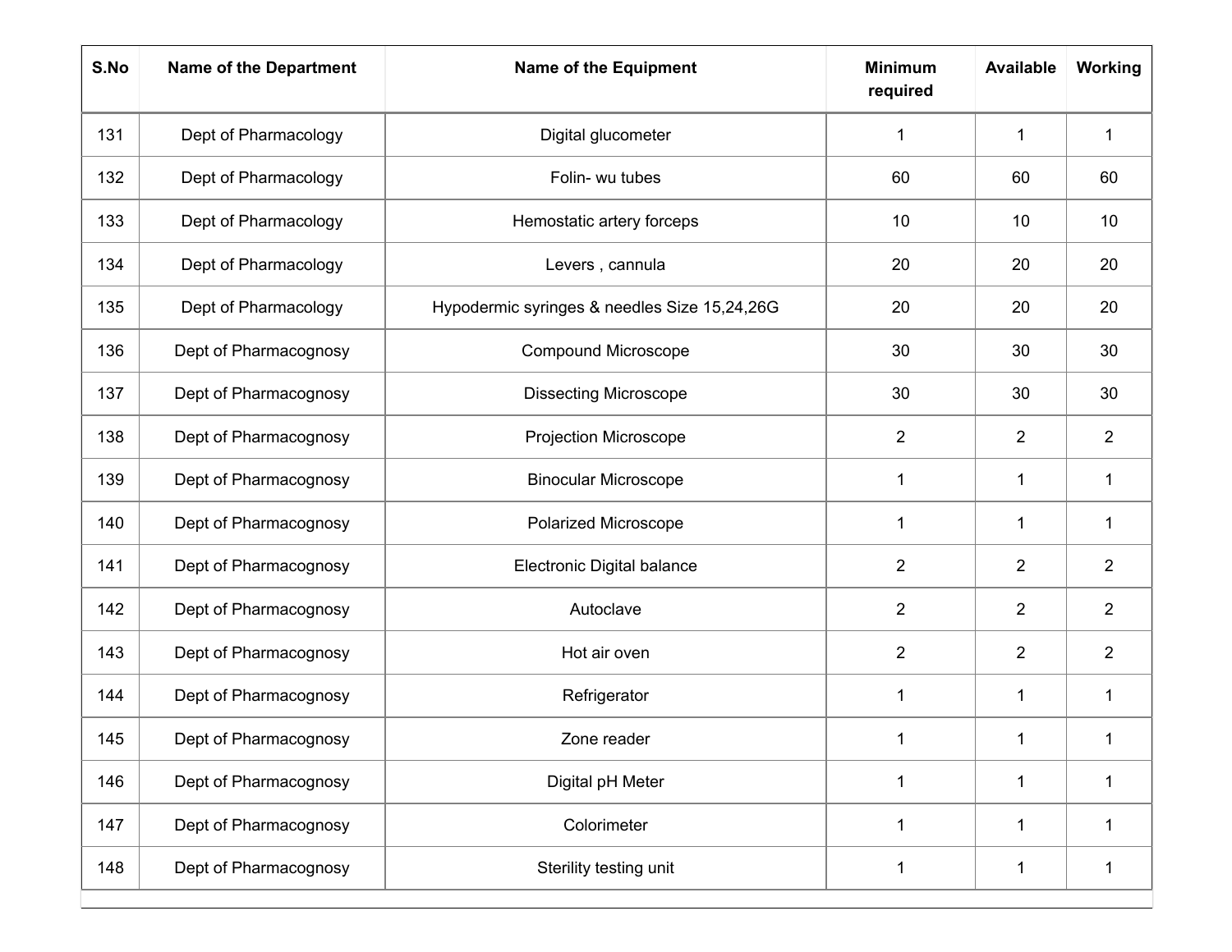| S.No | Name of the Department | Name of the Equipment | Minimum required | Available | Working |
| --- | --- | --- | --- | --- | --- |
| 131 | Dept of Pharmacology | Digital glucometer | 1 | 1 | 1 |
| 132 | Dept of Pharmacology | Folin- wu tubes | 60 | 60 | 60 |
| 133 | Dept of Pharmacology | Hemostatic artery forceps | 10 | 10 | 10 |
| 134 | Dept of Pharmacology | Levers , cannula | 20 | 20 | 20 |
| 135 | Dept of Pharmacology | Hypodermic syringes & needles Size 15,24,26G | 20 | 20 | 20 |
| 136 | Dept of Pharmacognosy | Compound Microscope | 30 | 30 | 30 |
| 137 | Dept of Pharmacognosy | Dissecting Microscope | 30 | 30 | 30 |
| 138 | Dept of Pharmacognosy | Projection Microscope | 2 | 2 | 2 |
| 139 | Dept of Pharmacognosy | Binocular Microscope | 1 | 1 | 1 |
| 140 | Dept of Pharmacognosy | Polarized Microscope | 1 | 1 | 1 |
| 141 | Dept of Pharmacognosy | Electronic Digital balance | 2 | 2 | 2 |
| 142 | Dept of Pharmacognosy | Autoclave | 2 | 2 | 2 |
| 143 | Dept of Pharmacognosy | Hot air oven | 2 | 2 | 2 |
| 144 | Dept of Pharmacognosy | Refrigerator | 1 | 1 | 1 |
| 145 | Dept of Pharmacognosy | Zone reader | 1 | 1 | 1 |
| 146 | Dept of Pharmacognosy | Digital pH Meter | 1 | 1 | 1 |
| 147 | Dept of Pharmacognosy | Colorimeter | 1 | 1 | 1 |
| 148 | Dept of Pharmacognosy | Sterility testing unit | 1 | 1 | 1 |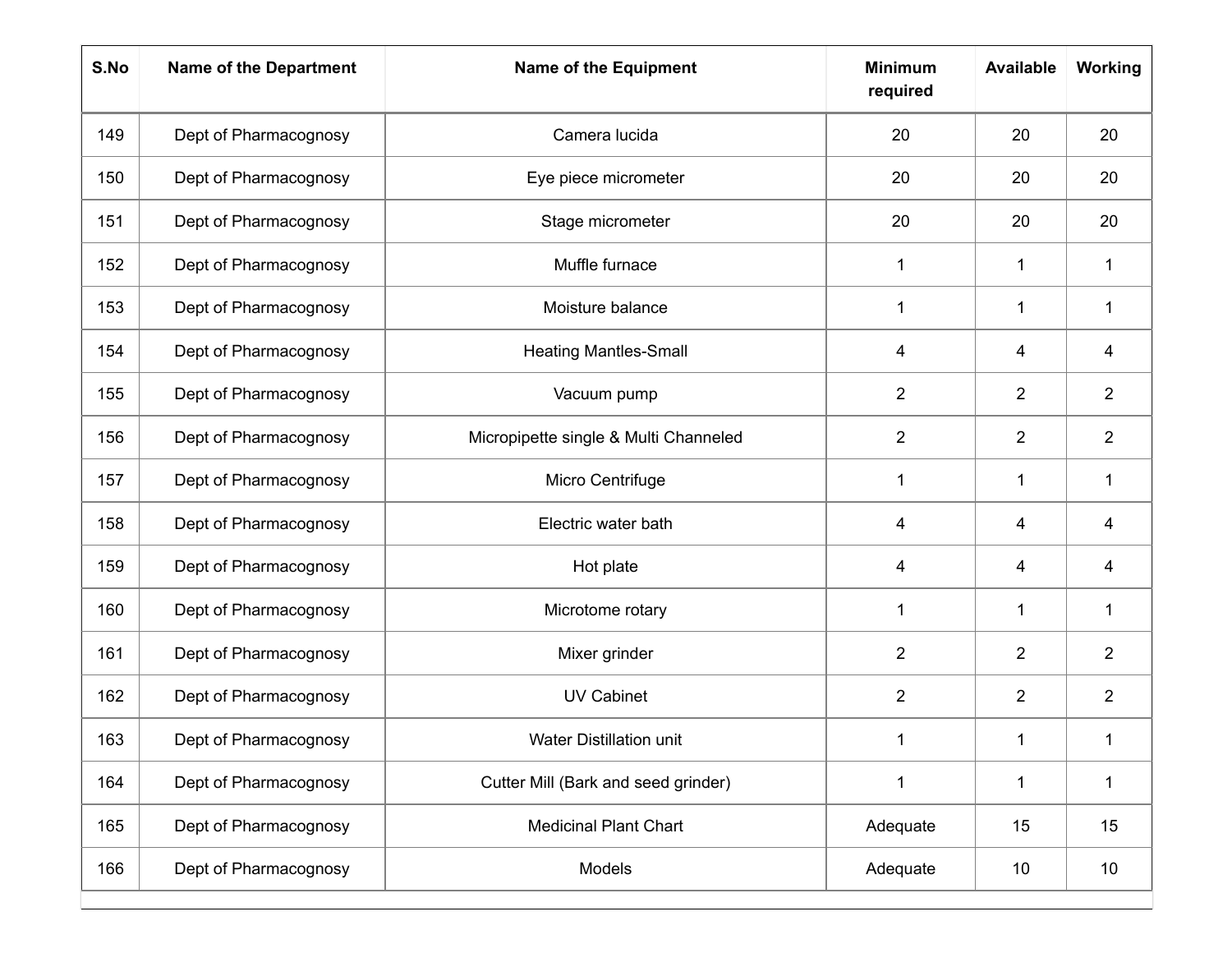| S.No | Name of the Department | Name of the Equipment | Minimum required | Available | Working |
|---|---|---|---|---|---|
| 149 | Dept of Pharmacognosy | Camera lucida | 20 | 20 | 20 |
| 150 | Dept of Pharmacognosy | Eye piece micrometer | 20 | 20 | 20 |
| 151 | Dept of Pharmacognosy | Stage micrometer | 20 | 20 | 20 |
| 152 | Dept of Pharmacognosy | Muffle furnace | 1 | 1 | 1 |
| 153 | Dept of Pharmacognosy | Moisture balance | 1 | 1 | 1 |
| 154 | Dept of Pharmacognosy | Heating Mantles-Small | 4 | 4 | 4 |
| 155 | Dept of Pharmacognosy | Vacuum pump | 2 | 2 | 2 |
| 156 | Dept of Pharmacognosy | Micropipette single & Multi Channeled | 2 | 2 | 2 |
| 157 | Dept of Pharmacognosy | Micro Centrifuge | 1 | 1 | 1 |
| 158 | Dept of Pharmacognosy | Electric water bath | 4 | 4 | 4 |
| 159 | Dept of Pharmacognosy | Hot plate | 4 | 4 | 4 |
| 160 | Dept of Pharmacognosy | Microtome rotary | 1 | 1 | 1 |
| 161 | Dept of Pharmacognosy | Mixer grinder | 2 | 2 | 2 |
| 162 | Dept of Pharmacognosy | UV Cabinet | 2 | 2 | 2 |
| 163 | Dept of Pharmacognosy | Water Distillation unit | 1 | 1 | 1 |
| 164 | Dept of Pharmacognosy | Cutter Mill (Bark and seed grinder) | 1 | 1 | 1 |
| 165 | Dept of Pharmacognosy | Medicinal Plant Chart | Adequate | 15 | 15 |
| 166 | Dept of Pharmacognosy | Models | Adequate | 10 | 10 |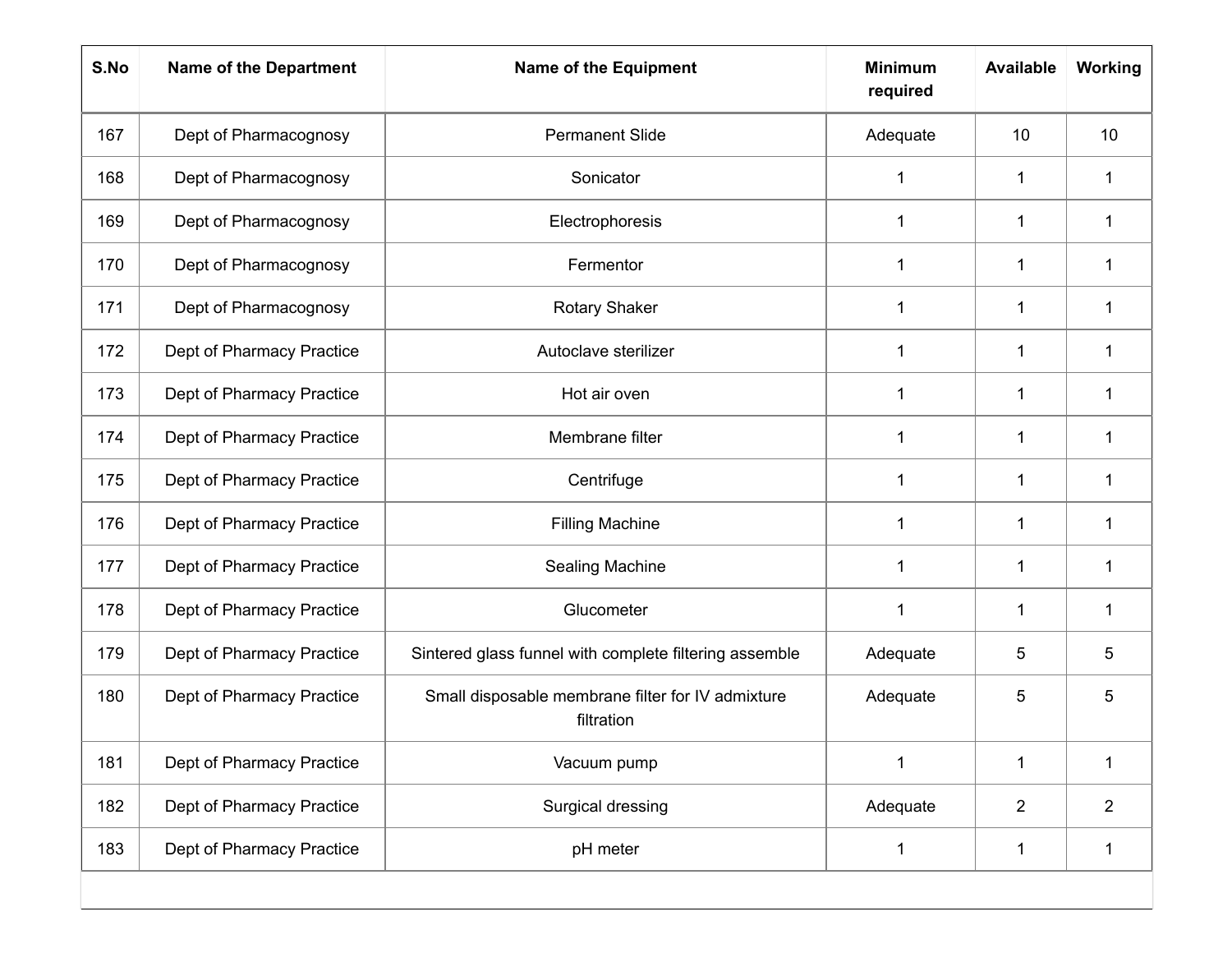| S.No | Name of the Department | Name of the Equipment | Minimum required | Available | Working |
|---|---|---|---|---|---|
| 167 | Dept of Pharmacognosy | Permanent Slide | Adequate | 10 | 10 |
| 168 | Dept of Pharmacognosy | Sonicator | 1 | 1 | 1 |
| 169 | Dept of Pharmacognosy | Electrophoresis | 1 | 1 | 1 |
| 170 | Dept of Pharmacognosy | Fermentor | 1 | 1 | 1 |
| 171 | Dept of Pharmacognosy | Rotary Shaker | 1 | 1 | 1 |
| 172 | Dept of Pharmacy Practice | Autoclave sterilizer | 1 | 1 | 1 |
| 173 | Dept of Pharmacy Practice | Hot air oven | 1 | 1 | 1 |
| 174 | Dept of Pharmacy Practice | Membrane filter | 1 | 1 | 1 |
| 175 | Dept of Pharmacy Practice | Centrifuge | 1 | 1 | 1 |
| 176 | Dept of Pharmacy Practice | Filling Machine | 1 | 1 | 1 |
| 177 | Dept of Pharmacy Practice | Sealing Machine | 1 | 1 | 1 |
| 178 | Dept of Pharmacy Practice | Glucometer | 1 | 1 | 1 |
| 179 | Dept of Pharmacy Practice | Sintered glass funnel with complete filtering assemble | Adequate | 5 | 5 |
| 180 | Dept of Pharmacy Practice | Small disposable membrane filter for IV admixture filtration | Adequate | 5 | 5 |
| 181 | Dept of Pharmacy Practice | Vacuum pump | 1 | 1 | 1 |
| 182 | Dept of Pharmacy Practice | Surgical dressing | Adequate | 2 | 2 |
| 183 | Dept of Pharmacy Practice | pH meter | 1 | 1 | 1 |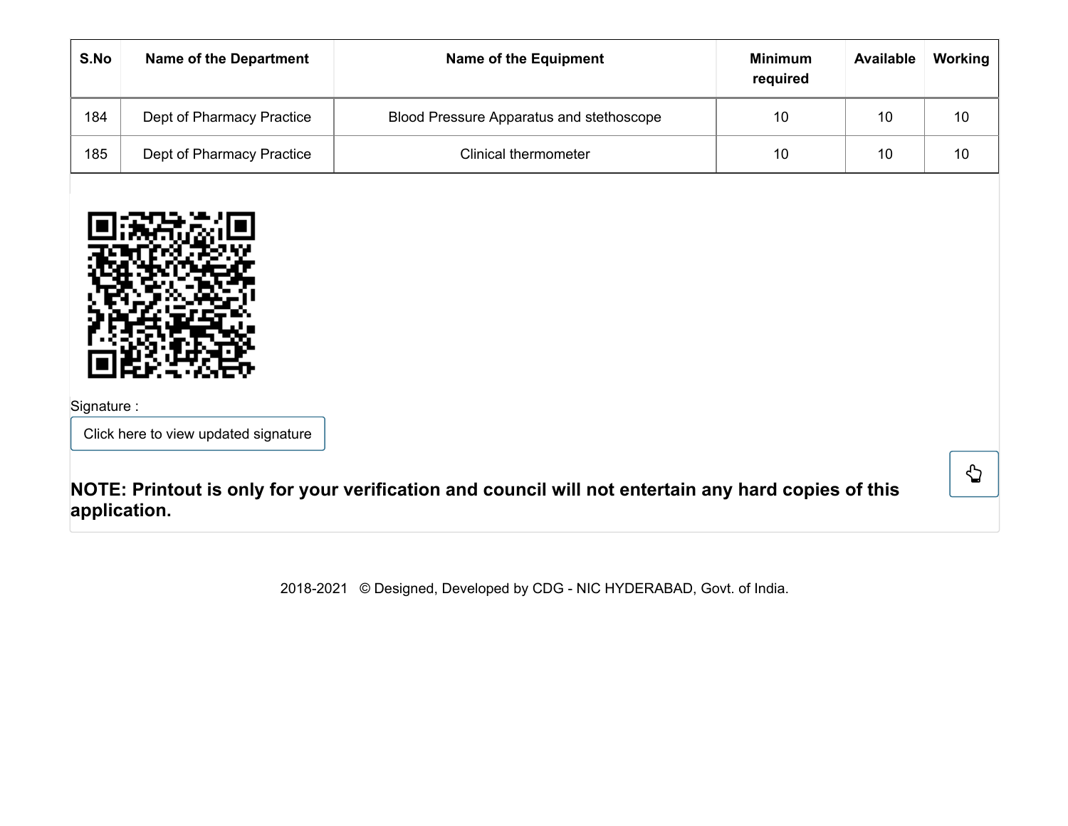| S.No | Name of the Department | Name of the Equipment | Minimum required | Available | Working |
|---|---|---|---|---|---|
| 184 | Dept of Pharmacy Practice | Blood Pressure Apparatus and stethoscope | 10 | 10 | 10 |
| 185 | Dept of Pharmacy Practice | Clinical thermometer | 10 | 10 | 10 |

Signature :

Click here to view updated signature

**NOTE: Printout is only for your verification and council will not entertain any hard copies of this application.**

2018-2021 © Designed, Developed by CDG - NIC HYDERABAD, Govt. of India.